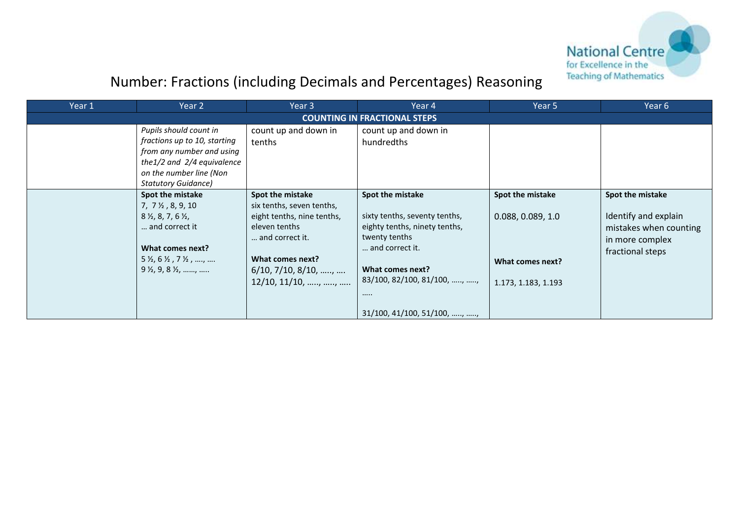National Centre for Excellence in the Teaching of Mathematics

# Number: Fractions (including Decimals and Percentages) Reasoning

| Year 1 | Year 2 | Year 3 | Year 4 | Year 5 | Year 6 |
|---|---|---|---|---|---|
| **COUNTING IN FRACTIONAL STEPS** | | | | | |
| | *Pupils should count in fractions up to 10, starting from any number and using the1/2 and 2/4 equivalence on the number line (Non Statutory Guidance)* | count up and down in tenths | count up and down in hundredths | | |
| | **Spot the mistake**<br>7, 7 ½ , 8, 9, 10<br>8 ½, 8, 7, 6 ½,<br>… and correct it<br><br>**What comes next?**<br>5 ½, 6 ½ , 7 ½ , …., ….<br>9 ½, 9, 8 ½, ……, ….. | **Spot the mistake**<br>six tenths, seven tenths, eight tenths, nine tenths, eleven tenths<br>… and correct it.<br><br>**What comes next?**<br>6/10, 7/10, 8/10, ….., ….<br>12/10, 11/10, ….., ….., ….. | **Spot the mistake**<br><br>sixty tenths, seventy tenths, eighty tenths, ninety tenths, twenty tenths<br>… and correct it.<br><br>**What comes next?**<br>83/100, 82/100, 81/100, ….., …..,<br>…..<br><br>31/100, 41/100, 51/100, ….., ….., | **Spot the mistake**<br><br>0.088, 0.089, 1.0<br><br>**What comes next?**<br><br>1.173, 1.183, 1.193 | **Spot the mistake**<br><br>Identify and explain mistakes when counting in more complex fractional steps |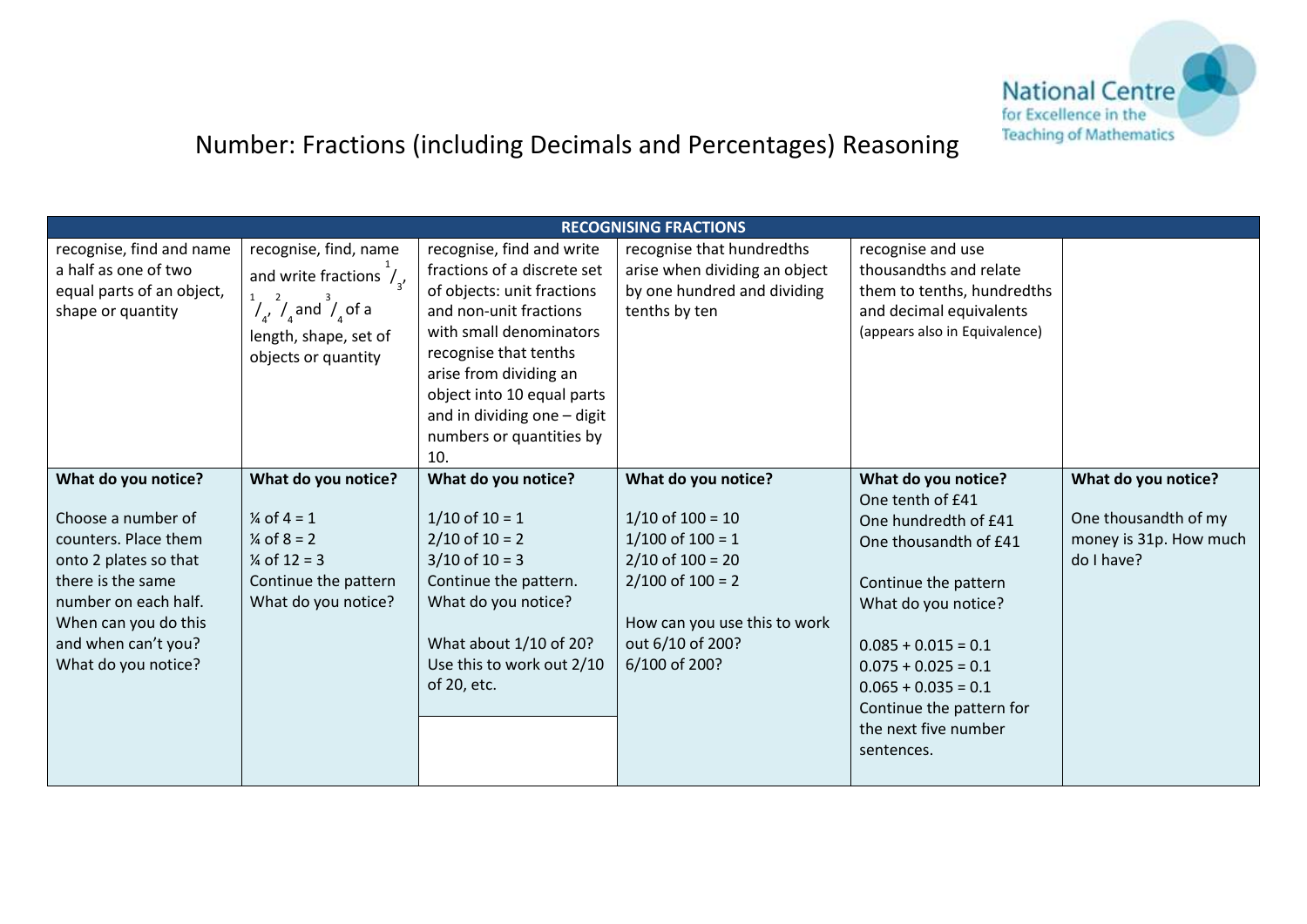# Number: Fractions (including Decimals and Percentages) Reasoning

| RECOGNISING FRACTIONS | | | | | |
|---|---|---|---|---|---|
| recognise, find and name a half as one of two equal parts of an object, shape or quantity | recognise, find, name and write fractions $^1/_3$, $^1/_4$, $^2/_4$ and $^3/_4$ of a length, shape, set of objects or quantity | recognise, find and write fractions of a discrete set of objects: unit fractions and non-unit fractions with small denominators recognise that tenths arise from dividing an object into 10 equal parts and in dividing one – digit numbers or quantities by 10. | recognise that hundredths arise when dividing an object by one hundred and dividing tenths by ten | recognise and use thousandths and relate them to tenths, hundredths and decimal equivalents (appears also in Equivalence) | |
| **What do you notice?**<br><br>Choose a number of counters. Place them onto 2 plates so that there is the same number on each half. When can you do this and when can't you? What do you notice? | **What do you notice?**<br><br>¼ of 4 = 1<br>¼ of 8 = 2<br>¼ of 12 = 3<br>Continue the pattern<br>What do you notice? | **What do you notice?**<br><br>1/10 of 10 = 1<br>2/10 of 10 = 2<br>3/10 of 10 = 3<br>Continue the pattern.<br>What do you notice?<br><br>What about 1/10 of 20? Use this to work out 2/10 of 20, etc. | **What do you notice?**<br><br>1/10 of 100 = 10<br>1/100 of 100 = 1<br>2/10 of 100 = 20<br>2/100 of 100 = 2<br><br>How can you use this to work out 6/10 of 200?<br>6/100 of 200? | **What do you notice?**<br>One tenth of £41<br>One hundredth of £41<br>One thousandth of £41<br><br>Continue the pattern<br>What do you notice?<br><br>0.085 + 0.015 = 0.1<br>0.075 + 0.025 = 0.1<br>0.065 + 0.035 = 0.1<br>Continue the pattern for the next five number sentences. | **What do you notice?**<br><br>One thousandth of my money is 31p. How much do I have? |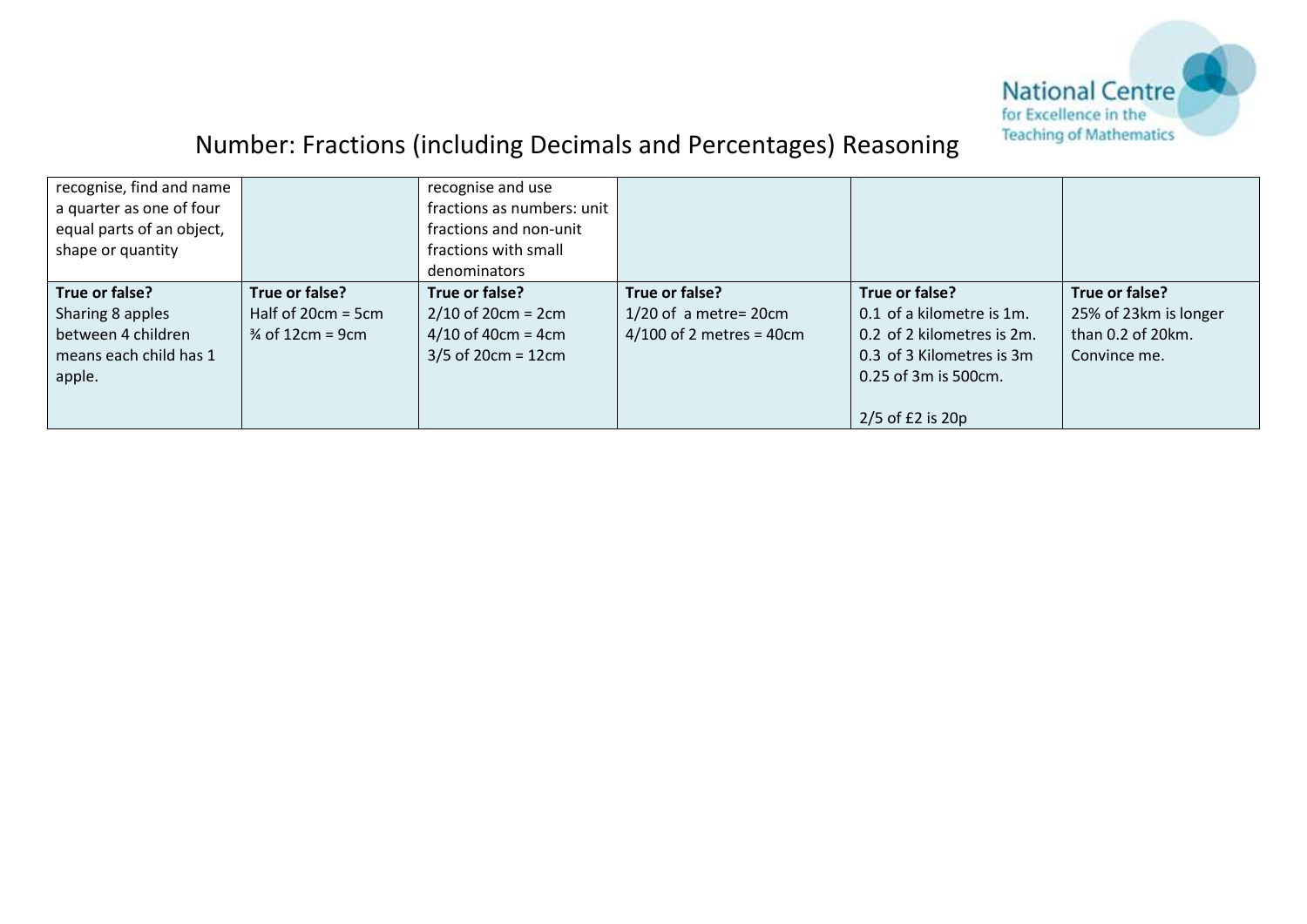# Number: Fractions (including Decimals and Percentages) Reasoning

| | | | | | |
|---|---|---|---|---|---|
| recognise, find and name a quarter as one of four equal parts of an object, shape or quantity | | recognise and use fractions as numbers: unit fractions and non-unit fractions with small denominators | | | |
| **True or false?**<br>Sharing 8 apples between 4 children means each child has 1 apple. | **True or false?**<br>Half of 20cm = 5cm<br>¾ of 12cm = 9cm | **True or false?**<br>2/10 of 20cm = 2cm<br>4/10 of 40cm = 4cm<br>3/5 of 20cm = 12cm | **True or false?**<br>1/20 of a metre= 20cm<br>4/100 of 2 metres = 40cm | **True or false?**<br>0.1 of a kilometre is 1m.<br>0.2 of 2 kilometres is 2m.<br>0.3 of 3 Kilometres is 3m<br>0.25 of 3m is 500cm.<br><br>2/5 of £2 is 20p | **True or false?**<br>25% of 23km is longer than 0.2 of 20km.<br>Convince me. |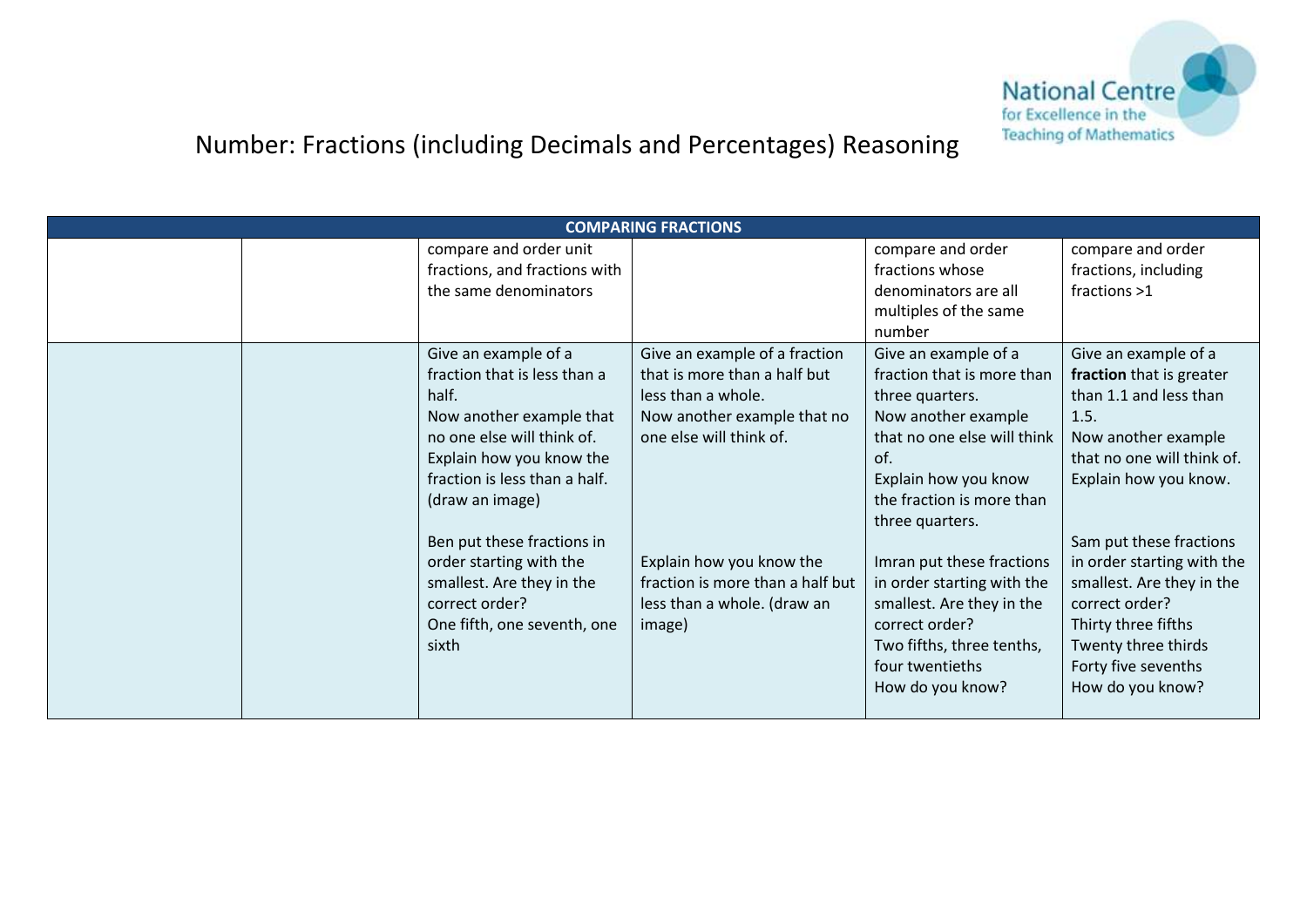# Number: Fractions (including Decimals and Percentages) Reasoning

| COMPARING FRACTIONS | | | | | |
|---|---|---|---|---|---|
| | | compare and order unit fractions, and fractions with the same denominators | | compare and order fractions whose denominators are all multiples of the same number | compare and order fractions, including fractions >1 |
| | | Give an example of a fraction that is less than a half.<br>Now another example that no one else will think of.<br>Explain how you know the fraction is less than a half. (draw an image)<br><br>Ben put these fractions in order starting with the smallest. Are they in the correct order?<br>One fifth, one seventh, one sixth | Give an example of a fraction that is more than a half but less than a whole.<br>Now another example that no one else will think of.<br><br>Explain how you know the fraction is more than a half but less than a whole. (draw an image) | Give an example of a fraction that is more than three quarters.<br>Now another example that no one else will think of.<br>Explain how you know the fraction is more than three quarters.<br><br>Imran put these fractions in order starting with the smallest. Are they in the correct order?<br>Two fifths, three tenths, four twentieths<br>How do you know? | Give an example of a **fraction** that is greater than 1.1 and less than 1.5.<br>Now another example that no one will think of.<br>Explain how you know.<br><br>Sam put these fractions in order starting with the smallest. Are they in the correct order?<br>Thirty three fifths<br>Twenty three thirds<br>Forty five sevenths<br>How do you know? |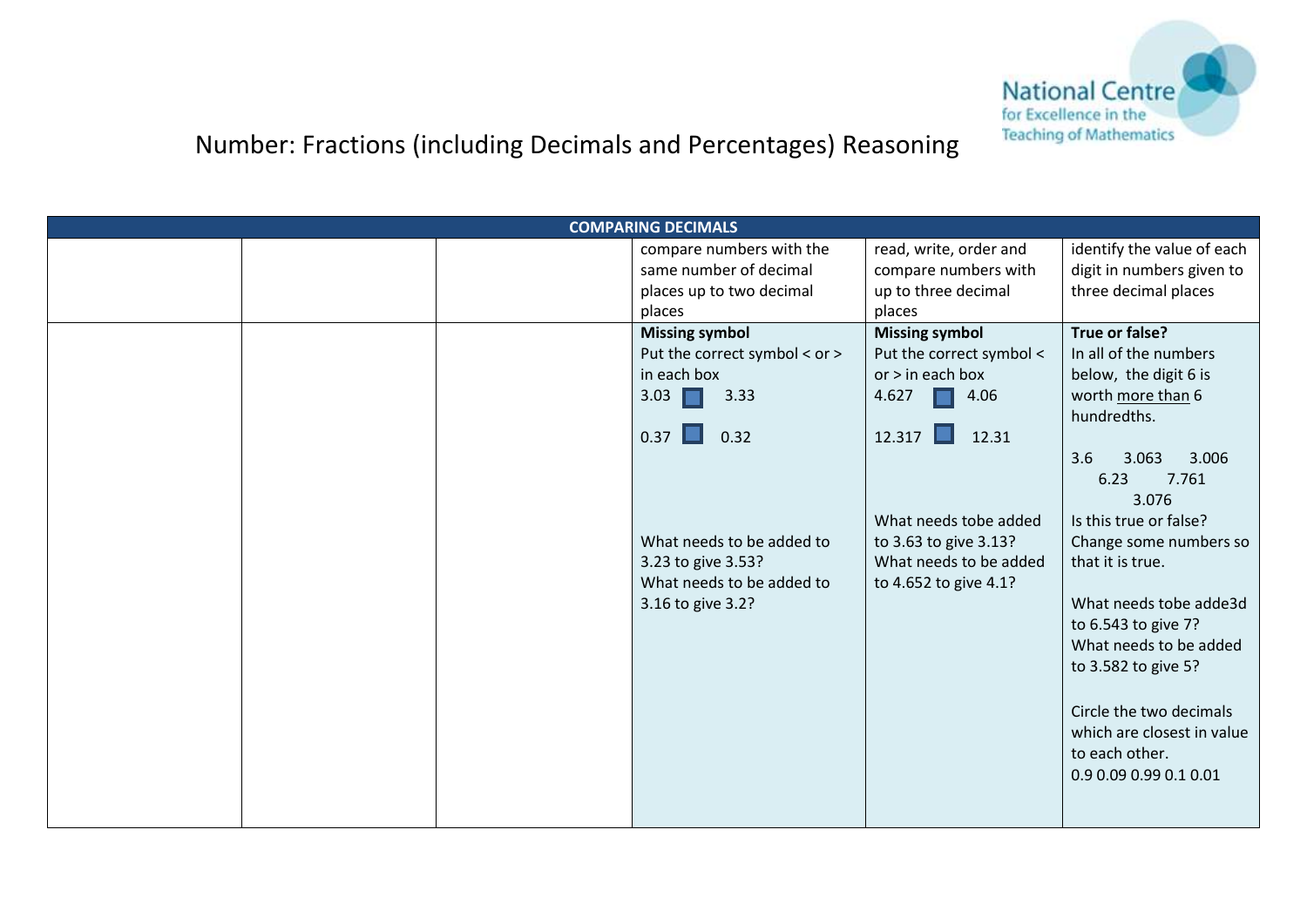# Number: Fractions (including Decimals and Percentages) Reasoning

| COMPARING DECIMALS | | | | | |
|---|---|---|---|---|---|
| | | | compare numbers with the same number of decimal places up to two decimal places | read, write, order and compare numbers with up to three decimal places | identify the value of each digit in numbers given to three decimal places |
| | | | **Missing symbol**<br>Put the correct symbol < or > in each box<br>3.03 ☐ 3.33<br><br>0.37 ☐ 0.32<br><br>What needs to be added to 3.23 to give 3.53?<br>What needs to be added to 3.16 to give 3.2? | **Missing symbol**<br>Put the correct symbol < or > in each box<br>4.627 ☐ 4.06<br><br>12.317 ☐ 12.31<br><br>What needs tobe added to 3.63 to give 3.13?<br>What needs to be added to 4.652 to give 4.1? | **True or false?**<br>In all of the numbers below, the digit 6 is worth more than 6 hundredths.<br><br>3.6 3.063 3.006 6.23 7.761 3.076<br>Is this true or false? Change some numbers so that it is true.<br><br>What needs tobe adde3d to 6.543 to give 7?<br>What needs to be added to 3.582 to give 5?<br><br>Circle the two decimals which are closest in value to each other.<br>0.9 0.09 0.99 0.1 0.01 |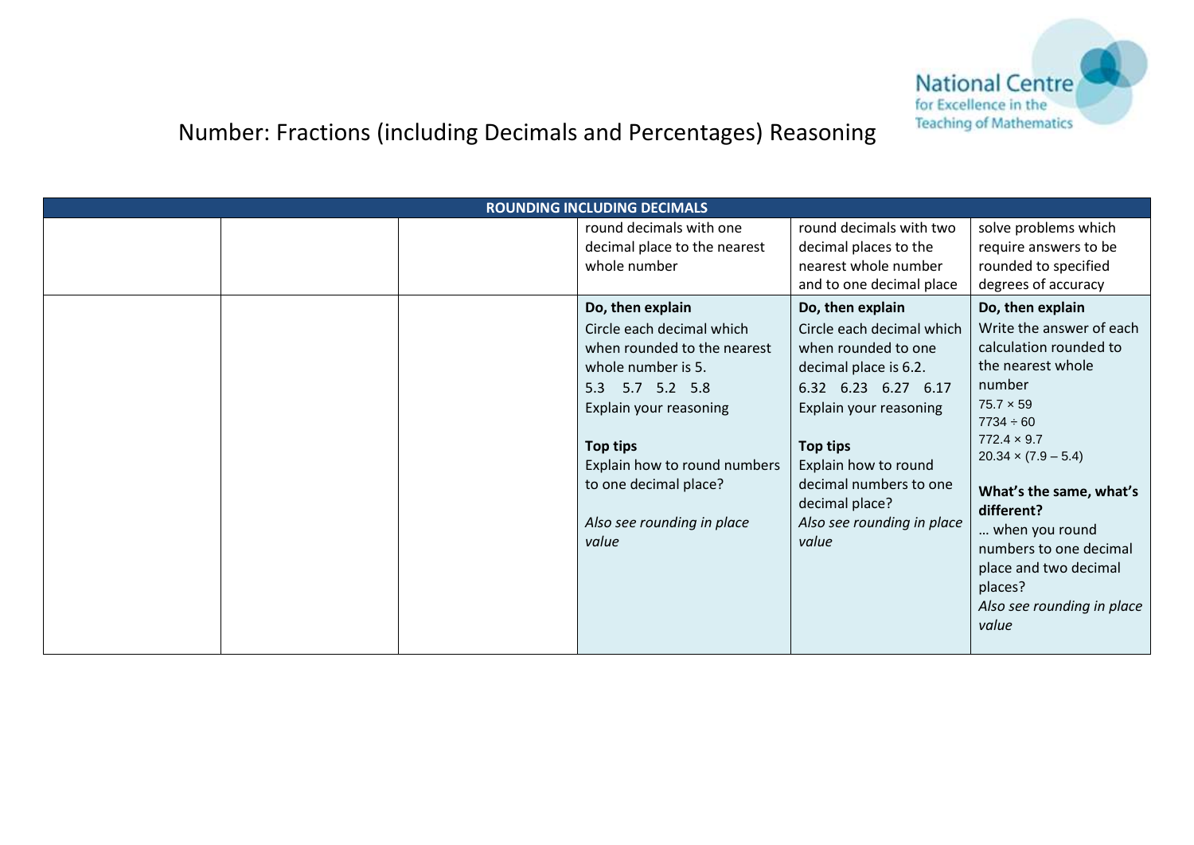# Number: Fractions (including Decimals and Percentages) Reasoning

| ROUNDING INCLUDING DECIMALS | | | | | |
|---|---|---|---|---|---|
| | | | round decimals with one decimal place to the nearest whole number | round decimals with two decimal places to the nearest whole number and to one decimal place | solve problems which require answers to be rounded to specified degrees of accuracy |
| | | | **Do, then explain**<br>Circle each decimal which when rounded to the nearest whole number is 5.<br>5.3 5.7 5.2 5.8<br>Explain your reasoning<br><br>**Top tips**<br>Explain how to round numbers to one decimal place?<br><br>*Also see rounding in place value* | **Do, then explain**<br>Circle each decimal which when rounded to one decimal place is 6.2.<br>6.32 6.23 6.27 6.17<br>Explain your reasoning<br><br>**Top tips**<br>Explain how to round decimal numbers to one decimal place?<br>*Also see rounding in place value* | **Do, then explain**<br>Write the answer of each calculation rounded to the nearest whole number<br>$75.7 \times 59$<br>$7734 \div 60$<br>$772.4 \times 9.7$<br>$20.34 \times (7.9 – 5.4)$<br><br>**What's the same, what's different?**<br>… when you round numbers to one decimal place and two decimal places?<br>*Also see rounding in place value* |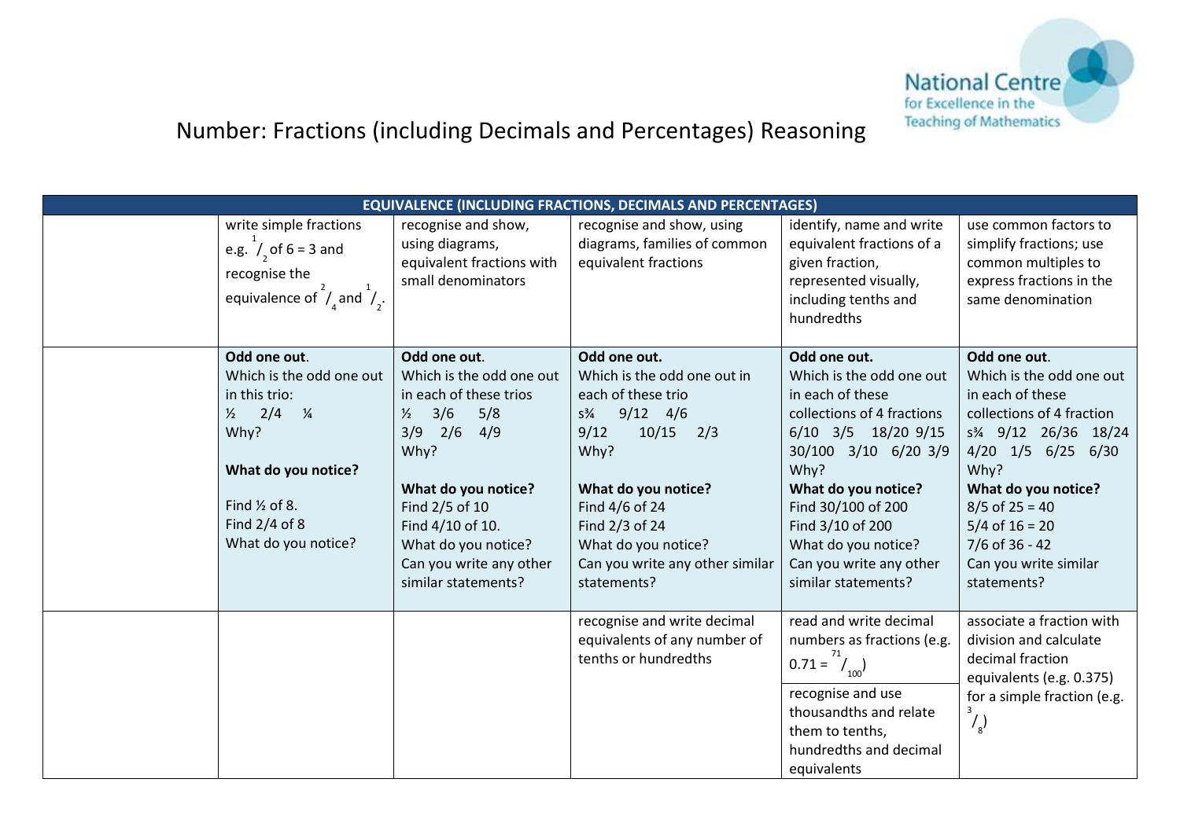# Number: Fractions (including Decimals and Percentages) Reasoning

| EQUIVALENCE (INCLUDING FRACTIONS, DECIMALS AND PERCENTAGES) | | | | | |
|---|---|---|---|---|---|
| | write simple fractions e.g. $^{1}/_{2}$ of 6 = 3 and recognise the equivalence of $^{2}/_{4}$ and $^{1}/_{2}$. | recognise and show, using diagrams, equivalent fractions with small denominators | recognise and show, using diagrams, families of common equivalent fractions | identify, name and write equivalent fractions of a given fraction, represented visually, including tenths and hundredths | use common factors to simplify fractions; use common multiples to express fractions in the same denomination |
| | **Odd one out**. Which is the odd one out in this trio: ½ 2/4 ¼ Why? **What do you notice?** Find ½ of 8. Find 2/4 of 8 What do you notice? | **Odd one out**. Which is the odd one out in each of these trios ½ 3/6 5/8 3/9 2/6 4/9 Why? **What do you notice?** Find 2/5 of 10 Find 4/10 of 10. What do you notice? Can you write any other similar statements? | **Odd one out.** Which is the odd one out in each of these trio s¾ 9/12 4/6 9/12 10/15 2/3 Why? **What do you notice?** Find 4/6 of 24 Find 2/3 of 24 What do you notice? Can you write any other similar statements? | **Odd one out.** Which is the odd one out in each of these collections of 4 fractions 6/10 3/5 18/20 9/15 30/100 3/10 6/20 3/9 Why? **What do you notice?** Find 30/100 of 200 Find 3/10 of 200 What do you notice? Can you write any other similar statements? | **Odd one out**. Which is the odd one out in each of these collections of 4 fraction s¾ 9/12 26/36 18/24 4/20 1/5 6/25 6/30 Why? **What do you notice?** 8/5 of 25 = 40 5/4 of 16 = 20 7/6 of 36 - 42 Can you write similar statements? |
| | | | recognise and write decimal equivalents of any number of tenths or hundredths | read and write decimal numbers as fractions (e.g. 0.71 = $^{71}/_{100}$) <br> recognise and use thousandths and relate them to tenths, hundredths and decimal equivalents | associate a fraction with division and calculate decimal fraction equivalents (e.g. 0.375) for a simple fraction (e.g. $^{3}/_{8}$) |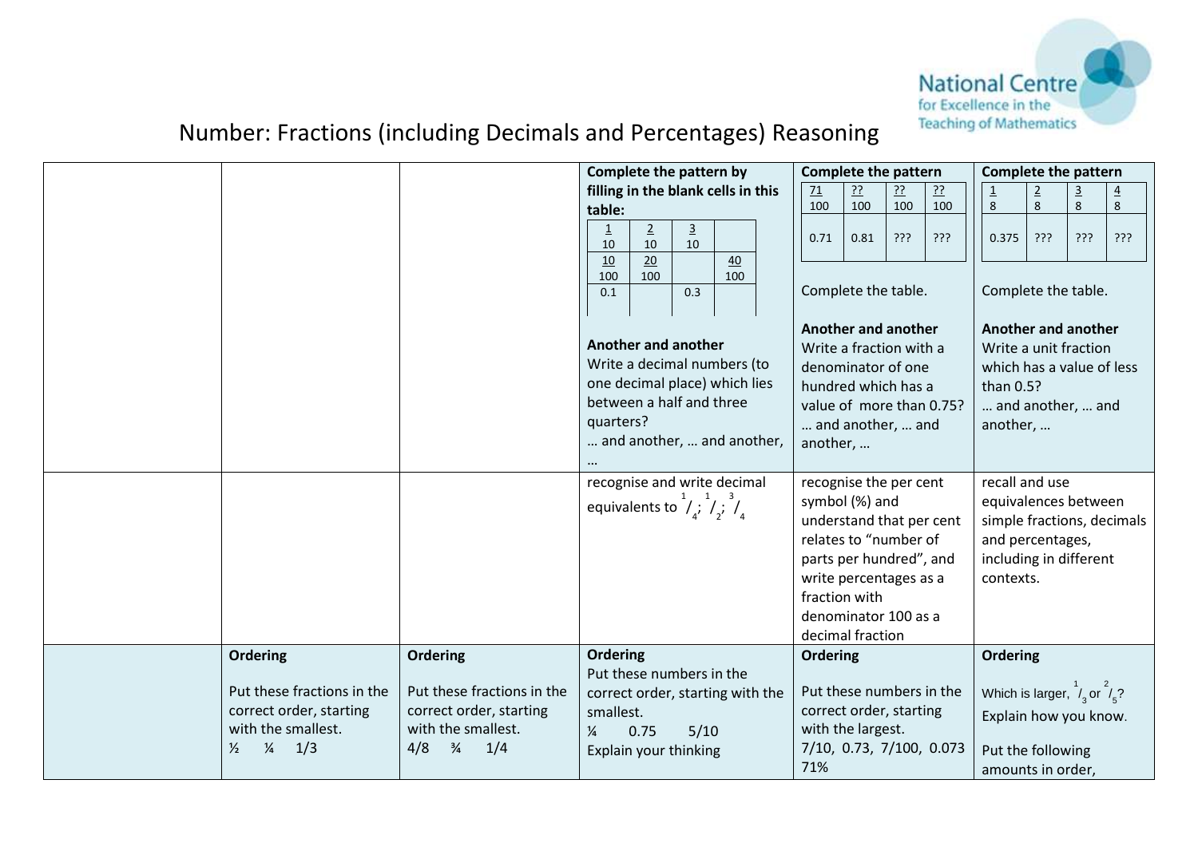# Number: Fractions (including Decimals and Percentages) Reasoning

| | | | | | |
|---|---|---|---|---|---|
| | | | **Complete the pattern by filling in the blank cells in this table:**<br><br>$\frac{1}{10}$ &#124; $\frac{2}{10}$ &#124; $\frac{3}{10}$ &#124; (blank)<br>$\frac{10}{100}$ &#124; $\frac{20}{100}$ &#124; (blank) &#124; $\frac{40}{100}$<br>0.1 &#124; (blank) &#124; 0.3 &#124; (blank)<br><br>**Another and another**<br>Write a decimal numbers (to one decimal place) which lies between a half and three quarters?<br>… and another, … and another, … | **Complete the pattern**<br><br>$\frac{71}{100}$ &#124; $\frac{??}{100}$ &#124; $\frac{??}{100}$ &#124; $\frac{??}{100}$<br>0.71 &#124; 0.81 &#124; ??? &#124; ???<br><br>Complete the table.<br><br>**Another and another**<br>Write a fraction with a denominator of one hundred which has a value of more than 0.75?<br>… and another, … and another, … | **Complete the pattern**<br><br>$\frac{1}{8}$ &#124; $\frac{2}{8}$ &#124; $\frac{3}{8}$ &#124; $\frac{4}{8}$<br>0.375 &#124; ??? &#124; ??? &#124; ???<br><br>Complete the table.<br><br>**Another and another**<br>Write a unit fraction which has a value of less than 0.5?<br>… and another, … and another, … |
| | | | recognise and write decimal equivalents to $^1/_4$; $^1/_2$; $^3/_4$ | recognise the per cent symbol (%) and understand that per cent relates to "number of parts per hundred", and write percentages as a fraction with denominator 100 as a decimal fraction | recall and use equivalences between simple fractions, decimals and percentages, including in different contexts. |
| | **Ordering**<br><br>Put these fractions in the correct order, starting with the smallest.<br>½  ¼  1/3 | **Ordering**<br><br>Put these fractions in the correct order, starting with the smallest.<br>4/8  ¾  1/4 | **Ordering**<br>Put these numbers in the correct order, starting with the smallest.<br>¼  0.75  5/10<br>Explain your thinking | **Ordering**<br><br>Put these numbers in the correct order, starting with the largest.<br>7/10, 0.73, 7/100, 0.073 71% | **Ordering**<br><br>Which is larger, $^1/_3$ or $^2/_5$?<br>Explain how you know.<br><br>Put the following amounts in order, |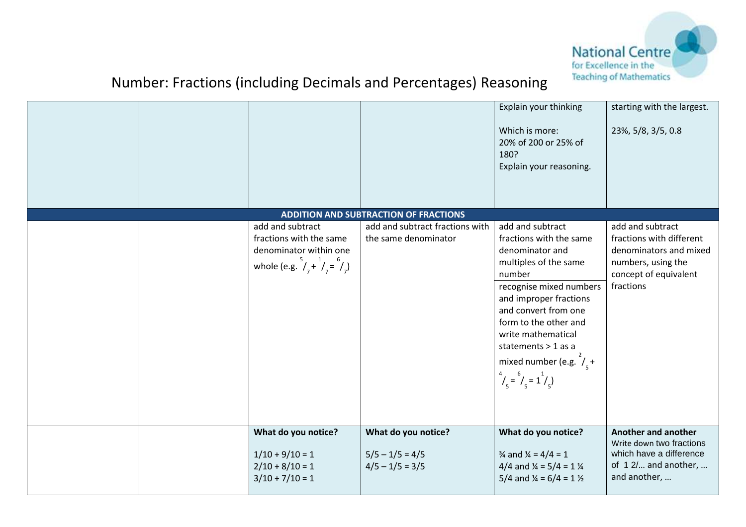# Number: Fractions (including Decimals and Percentages) Reasoning

| | | | | | |
|---|---|---|---|---|---|
| | | | | Explain your thinking<br><br>Which is more:<br>20% of 200 or 25% of 180?<br>Explain your reasoning. | starting with the largest.<br><br>23%, 5/8, 3/5, 0.8 |
| **ADDITION AND SUBTRACTION OF FRACTIONS** | | | | | |
| | | add and subtract fractions with the same denominator within one whole (e.g. $\frac{5}{7} + \frac{1}{7} = \frac{6}{7}$) | add and subtract fractions with the same denominator | add and subtract fractions with the same denominator and multiples of the same number<br><br>recognise mixed numbers and improper fractions and convert from one form to the other and write mathematical statements > 1 as a mixed number (e.g. $\frac{2}{5} + \frac{4}{5} = \frac{6}{5} = 1\frac{1}{5}$) | add and subtract fractions with different denominators and mixed numbers, using the concept of equivalent fractions |
| | | **What do you notice?**<br><br>1/10 + 9/10 = 1<br>2/10 + 8/10 = 1<br>3/10 + 7/10 = 1 | **What do you notice?**<br><br>5/5 – 1/5 = 4/5<br>4/5 – 1/5 = 3/5 | **What do you notice?**<br><br>¾ and ¼ = 4/4 = 1<br>4/4 and ¼ = 5/4 = 1 ¼<br>5/4 and ¼ = 6/4 = 1 ½ | **Another and another**<br>Write down two fractions which have a difference of 1 2/… and another, … and another, … |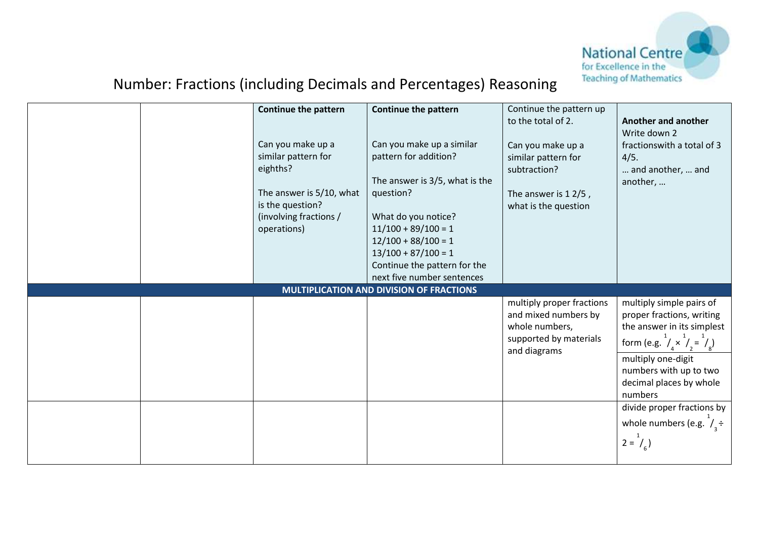# Number: Fractions (including Decimals and Percentages) Reasoning

| | | | | | |
|---|---|---|---|---|---|
| | | **Continue the pattern**<br><br>Can you make up a similar pattern for eighths?<br><br>The answer is 5/10, what is the question? (involving fractions / operations) | **Continue the pattern**<br><br>Can you make up a similar pattern for addition?<br><br>The answer is 3/5, what is the question?<br><br>What do you notice?<br>11/100 + 89/100 = 1<br>12/100 + 88/100 = 1<br>13/100 + 87/100 = 1<br>Continue the pattern for the next five number sentences | Continue the pattern up to the total of 2.<br><br>Can you make up a similar pattern for subtraction?<br><br>The answer is 1 2/5 , what is the question | **Another and another**<br>Write down 2 fractionswith a total of 3 4/5.<br>… and another, … and another, … |
| **MULTIPLICATION AND DIVISION OF FRACTIONS** | | | | | |
| | | | | multiply proper fractions and mixed numbers by whole numbers, supported by materials and diagrams | multiply simple pairs of proper fractions, writing the answer in its simplest form (e.g. $\frac{1}{4} \times \frac{1}{2} = \frac{1}{8}$)<br><br>multiply one-digit numbers with up to two decimal places by whole numbers |
| | | | | | divide proper fractions by whole numbers (e.g. $\frac{1}{3} \div 2 = \frac{1}{6}$) |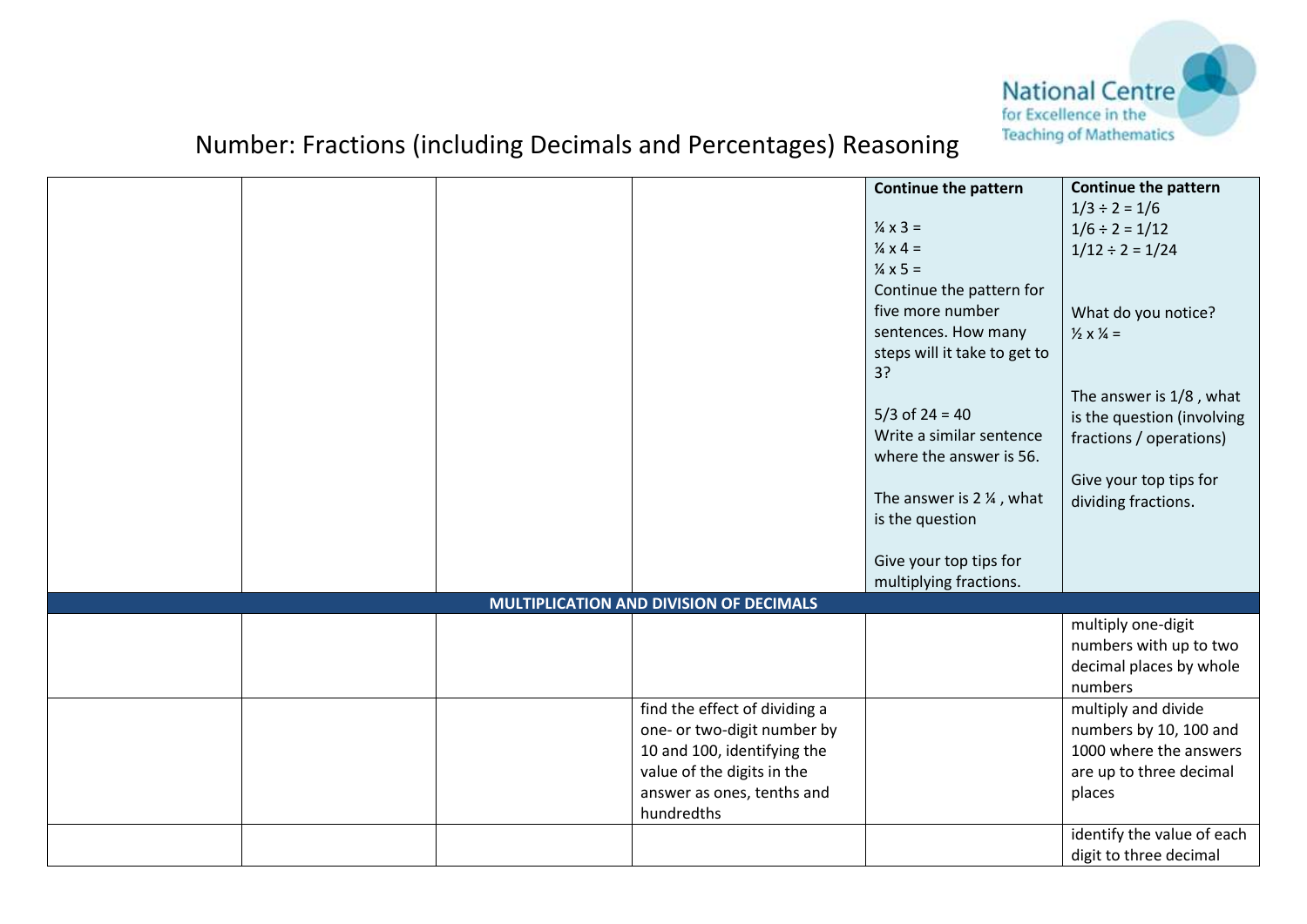# Number: Fractions (including Decimals and Percentages) Reasoning

| | | | | | |
|---|---|---|---|---|---|
| | | | | **Continue the pattern**<br><br>¼ x 3 =<br>¼ x 4 =<br>¼ x 5 =<br>Continue the pattern for five more number sentences. How many steps will it take to get to 3?<br><br>5/3 of 24 = 40<br>Write a similar sentence where the answer is 56.<br><br>The answer is 2 ¼ , what is the question<br><br>Give your top tips for multiplying fractions. | **Continue the pattern**<br>1/3 ÷ 2 = 1/6<br>1/6 ÷ 2 = 1/12<br>1/12 ÷ 2 = 1/24<br><br>What do you notice?<br>½ x ¼ =<br><br>The answer is 1/8 , what is the question (involving fractions / operations)<br><br>Give your top tips for dividing fractions. |
| **MULTIPLICATION AND DIVISION OF DECIMALS** | | | | | |
| | | | | | multiply one-digit numbers with up to two decimal places by whole numbers |
| | | | find the effect of dividing a one- or two-digit number by 10 and 100, identifying the value of the digits in the answer as ones, tenths and hundredths | | multiply and divide numbers by 10, 100 and 1000 where the answers are up to three decimal places |
| | | | | | identify the value of each digit to three decimal |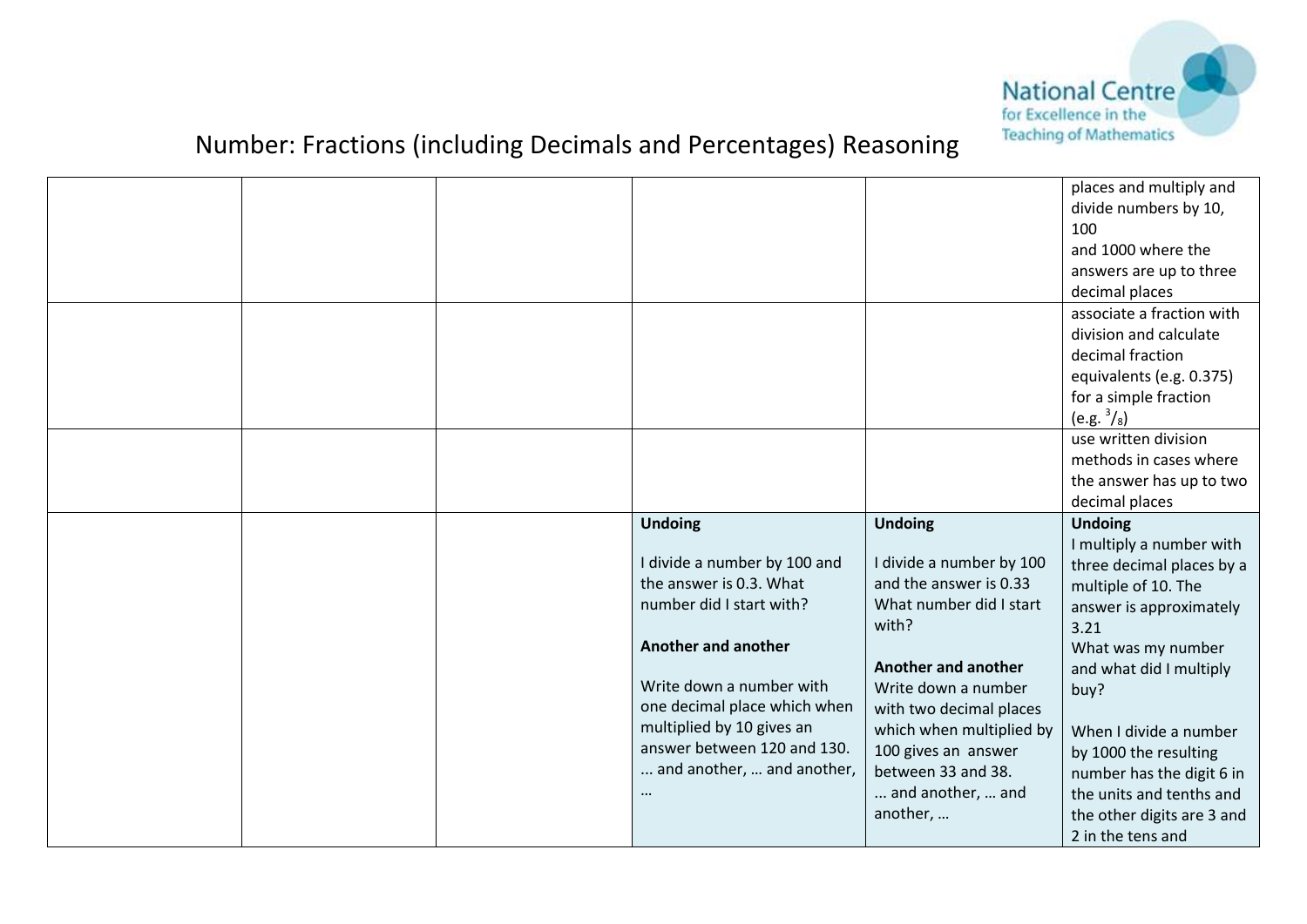# Number: Fractions (including Decimals and Percentages) Reasoning

| | | | | | |
|---|---|---|---|---|---|
| | | | | | places and multiply and divide numbers by 10, 100<br>and 1000 where the answers are up to three decimal places |
| | | | | | associate a fraction with division and calculate decimal fraction equivalents (e.g. 0.375) for a simple fraction (e.g. $^3/_8$) |
| | | | | | use written division methods in cases where the answer has up to two decimal places |
| | | | **Undoing**<br><br>I divide a number by 100 and the answer is 0.3. What number did I start with?<br><br>**Another and another**<br><br>Write down a number with one decimal place which when multiplied by 10 gives an answer between 120 and 130. ... and another, … and another, … | **Undoing**<br><br>I divide a number by 100 and the answer is 0.33 What number did I start with?<br><br>**Another and another**<br>Write down a number with two decimal places which when multiplied by 100 gives an answer between 33 and 38. ... and another, … and another, … | **Undoing**<br>I multiply a number with three decimal places by a multiple of 10. The answer is approximately 3.21<br>What was my number and what did I multiply buy?<br><br>When I divide a number by 1000 the resulting number has the digit 6 in the units and tenths and the other digits are 3 and 2 in the tens and |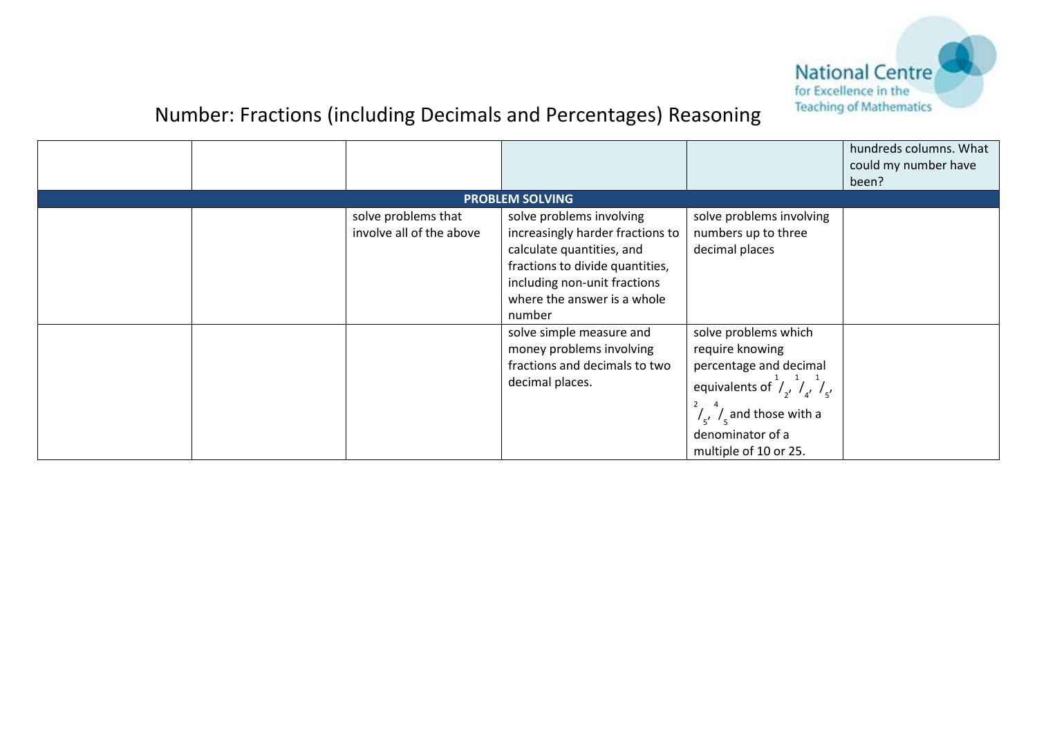# Number: Fractions (including Decimals and Percentages) Reasoning

| | | | | | |
|---|---|---|---|---|---|
| | | | | | hundreds columns. What could my number have been? |
| **PROBLEM SOLVING** | | | | | |
| | | solve problems that involve all of the above | solve problems involving increasingly harder fractions to calculate quantities, and fractions to divide quantities, including non-unit fractions where the answer is a whole number | solve problems involving numbers up to three decimal places | |
| | | | solve simple measure and money problems involving fractions and decimals to two decimal places. | solve problems which require knowing percentage and decimal equivalents of $^1/_2$, $^1/_4$, $^1/_5$, $^2/_5$, $^4/_5$ and those with a denominator of a multiple of 10 or 25. | |